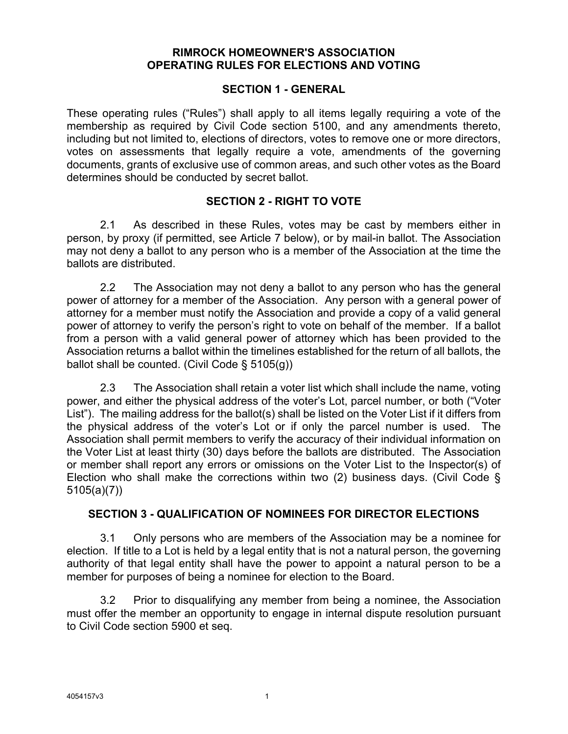# RIMROCK HOMEOWNER'S ASSOCIATION
# OPERATING RULES FOR ELECTIONS AND VOTING

## SECTION 1 - GENERAL

These operating rules ("Rules") shall apply to all items legally requiring a vote of the membership as required by Civil Code section 5100, and any amendments thereto, including but not limited to, elections of directors, votes to remove one or more directors, votes on assessments that legally require a vote, amendments of the governing documents, grants of exclusive use of common areas, and such other votes as the Board determines should be conducted by secret ballot.

## SECTION 2 - RIGHT TO VOTE

2.1 As described in these Rules, votes may be cast by members either in person, by proxy (if permitted, see Article 7 below), or by mail-in ballot. The Association may not deny a ballot to any person who is a member of the Association at the time the ballots are distributed.

2.2 The Association may not deny a ballot to any person who has the general power of attorney for a member of the Association. Any person with a general power of attorney for a member must notify the Association and provide a copy of a valid general power of attorney to verify the person's right to vote on behalf of the member. If a ballot from a person with a valid general power of attorney which has been provided to the Association returns a ballot within the timelines established for the return of all ballots, the ballot shall be counted. (Civil Code § 5105(g))

2.3 The Association shall retain a voter list which shall include the name, voting power, and either the physical address of the voter's Lot, parcel number, or both ("Voter List"). The mailing address for the ballot(s) shall be listed on the Voter List if it differs from the physical address of the voter's Lot or if only the parcel number is used. The Association shall permit members to verify the accuracy of their individual information on the Voter List at least thirty (30) days before the ballots are distributed. The Association or member shall report any errors or omissions on the Voter List to the Inspector(s) of Election who shall make the corrections within two (2) business days. (Civil Code § 5105(a)(7))

## SECTION 3 - QUALIFICATION OF NOMINEES FOR DIRECTOR ELECTIONS

3.1 Only persons who are members of the Association may be a nominee for election. If title to a Lot is held by a legal entity that is not a natural person, the governing authority of that legal entity shall have the power to appoint a natural person to be a member for purposes of being a nominee for election to the Board.

3.2 Prior to disqualifying any member from being a nominee, the Association must offer the member an opportunity to engage in internal dispute resolution pursuant to Civil Code section 5900 et seq.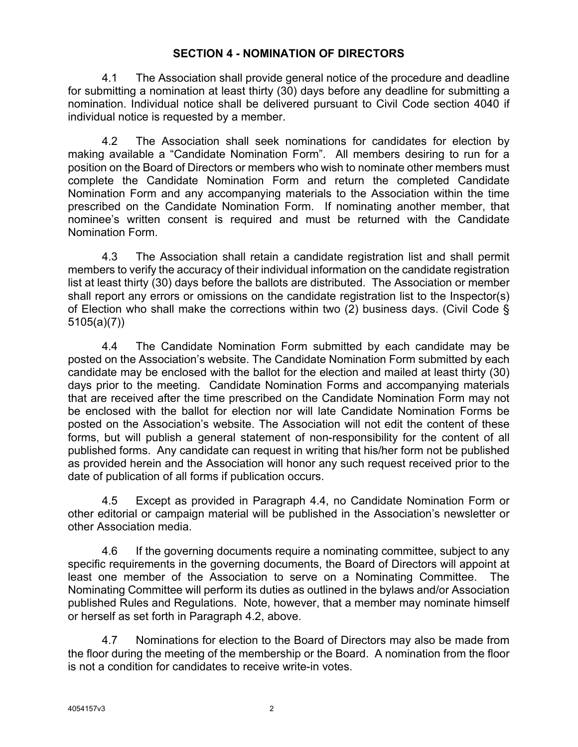## SECTION 4 - NOMINATION OF DIRECTORS

4.1 The Association shall provide general notice of the procedure and deadline for submitting a nomination at least thirty (30) days before any deadline for submitting a nomination. Individual notice shall be delivered pursuant to Civil Code section 4040 if individual notice is requested by a member.

4.2 The Association shall seek nominations for candidates for election by making available a "Candidate Nomination Form". All members desiring to run for a position on the Board of Directors or members who wish to nominate other members must complete the Candidate Nomination Form and return the completed Candidate Nomination Form and any accompanying materials to the Association within the time prescribed on the Candidate Nomination Form. If nominating another member, that nominee's written consent is required and must be returned with the Candidate Nomination Form.

4.3 The Association shall retain a candidate registration list and shall permit members to verify the accuracy of their individual information on the candidate registration list at least thirty (30) days before the ballots are distributed. The Association or member shall report any errors or omissions on the candidate registration list to the Inspector(s) of Election who shall make the corrections within two (2) business days. (Civil Code § 5105(a)(7))

4.4 The Candidate Nomination Form submitted by each candidate may be posted on the Association's website. The Candidate Nomination Form submitted by each candidate may be enclosed with the ballot for the election and mailed at least thirty (30) days prior to the meeting. Candidate Nomination Forms and accompanying materials that are received after the time prescribed on the Candidate Nomination Form may not be enclosed with the ballot for election nor will late Candidate Nomination Forms be posted on the Association's website. The Association will not edit the content of these forms, but will publish a general statement of non-responsibility for the content of all published forms. Any candidate can request in writing that his/her form not be published as provided herein and the Association will honor any such request received prior to the date of publication of all forms if publication occurs.

4.5 Except as provided in Paragraph 4.4, no Candidate Nomination Form or other editorial or campaign material will be published in the Association's newsletter or other Association media.

4.6 If the governing documents require a nominating committee, subject to any specific requirements in the governing documents, the Board of Directors will appoint at least one member of the Association to serve on a Nominating Committee. The Nominating Committee will perform its duties as outlined in the bylaws and/or Association published Rules and Regulations. Note, however, that a member may nominate himself or herself as set forth in Paragraph 4.2, above.

4.7 Nominations for election to the Board of Directors may also be made from the floor during the meeting of the membership or the Board. A nomination from the floor is not a condition for candidates to receive write-in votes.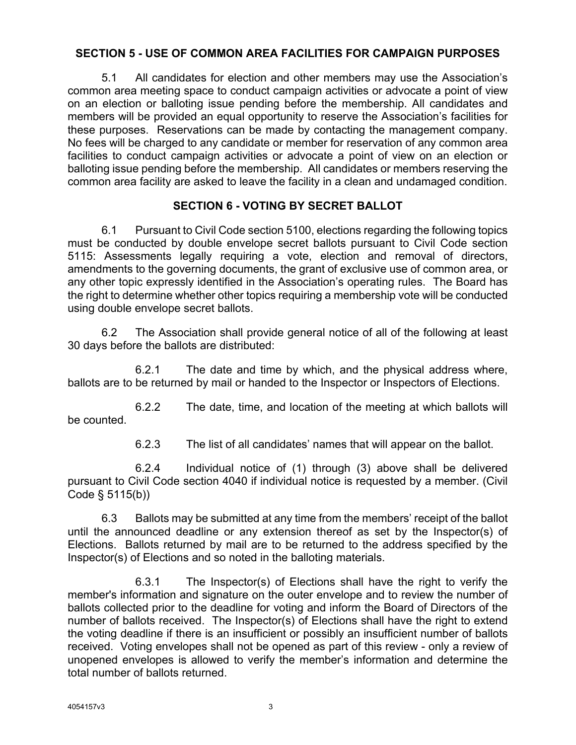## SECTION 5 - USE OF COMMON AREA FACILITIES FOR CAMPAIGN PURPOSES

5.1 All candidates for election and other members may use the Association's common area meeting space to conduct campaign activities or advocate a point of view on an election or balloting issue pending before the membership. All candidates and members will be provided an equal opportunity to reserve the Association's facilities for these purposes. Reservations can be made by contacting the management company. No fees will be charged to any candidate or member for reservation of any common area facilities to conduct campaign activities or advocate a point of view on an election or balloting issue pending before the membership. All candidates or members reserving the common area facility are asked to leave the facility in a clean and undamaged condition.

## SECTION 6 - VOTING BY SECRET BALLOT

6.1 Pursuant to Civil Code section 5100, elections regarding the following topics must be conducted by double envelope secret ballots pursuant to Civil Code section 5115: Assessments legally requiring a vote, election and removal of directors, amendments to the governing documents, the grant of exclusive use of common area, or any other topic expressly identified in the Association's operating rules. The Board has the right to determine whether other topics requiring a membership vote will be conducted using double envelope secret ballots.

6.2 The Association shall provide general notice of all of the following at least 30 days before the ballots are distributed:

6.2.1 The date and time by which, and the physical address where, ballots are to be returned by mail or handed to the Inspector or Inspectors of Elections.

6.2.2 The date, time, and location of the meeting at which ballots will be counted.

6.2.3 The list of all candidates' names that will appear on the ballot.

6.2.4 Individual notice of (1) through (3) above shall be delivered pursuant to Civil Code section 4040 if individual notice is requested by a member. (Civil Code § 5115(b))

6.3 Ballots may be submitted at any time from the members' receipt of the ballot until the announced deadline or any extension thereof as set by the Inspector(s) of Elections. Ballots returned by mail are to be returned to the address specified by the Inspector(s) of Elections and so noted in the balloting materials.

6.3.1 The Inspector(s) of Elections shall have the right to verify the member's information and signature on the outer envelope and to review the number of ballots collected prior to the deadline for voting and inform the Board of Directors of the number of ballots received. The Inspector(s) of Elections shall have the right to extend the voting deadline if there is an insufficient or possibly an insufficient number of ballots received. Voting envelopes shall not be opened as part of this review - only a review of unopened envelopes is allowed to verify the member's information and determine the total number of ballots returned.

4054157v3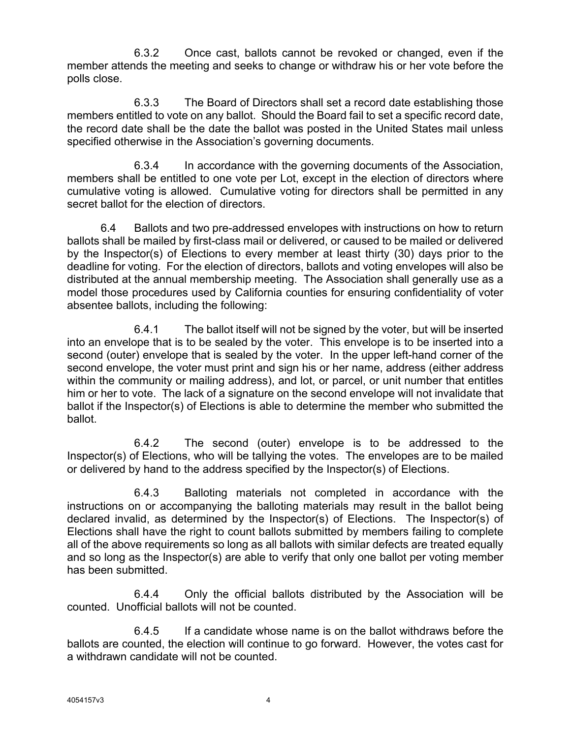6.3.2 Once cast, ballots cannot be revoked or changed, even if the member attends the meeting and seeks to change or withdraw his or her vote before the polls close.

6.3.3 The Board of Directors shall set a record date establishing those members entitled to vote on any ballot. Should the Board fail to set a specific record date, the record date shall be the date the ballot was posted in the United States mail unless specified otherwise in the Association's governing documents.

6.3.4 In accordance with the governing documents of the Association, members shall be entitled to one vote per Lot, except in the election of directors where cumulative voting is allowed. Cumulative voting for directors shall be permitted in any secret ballot for the election of directors.

6.4 Ballots and two pre-addressed envelopes with instructions on how to return ballots shall be mailed by first-class mail or delivered, or caused to be mailed or delivered by the Inspector(s) of Elections to every member at least thirty (30) days prior to the deadline for voting. For the election of directors, ballots and voting envelopes will also be distributed at the annual membership meeting. The Association shall generally use as a model those procedures used by California counties for ensuring confidentiality of voter absentee ballots, including the following:

6.4.1 The ballot itself will not be signed by the voter, but will be inserted into an envelope that is to be sealed by the voter. This envelope is to be inserted into a second (outer) envelope that is sealed by the voter. In the upper left-hand corner of the second envelope, the voter must print and sign his or her name, address (either address within the community or mailing address), and lot, or parcel, or unit number that entitles him or her to vote. The lack of a signature on the second envelope will not invalidate that ballot if the Inspector(s) of Elections is able to determine the member who submitted the ballot.

6.4.2 The second (outer) envelope is to be addressed to the Inspector(s) of Elections, who will be tallying the votes. The envelopes are to be mailed or delivered by hand to the address specified by the Inspector(s) of Elections.

6.4.3 Balloting materials not completed in accordance with the instructions on or accompanying the balloting materials may result in the ballot being declared invalid, as determined by the Inspector(s) of Elections. The Inspector(s) of Elections shall have the right to count ballots submitted by members failing to complete all of the above requirements so long as all ballots with similar defects are treated equally and so long as the Inspector(s) are able to verify that only one ballot per voting member has been submitted.

6.4.4 Only the official ballots distributed by the Association will be counted. Unofficial ballots will not be counted.

6.4.5 If a candidate whose name is on the ballot withdraws before the ballots are counted, the election will continue to go forward. However, the votes cast for a withdrawn candidate will not be counted.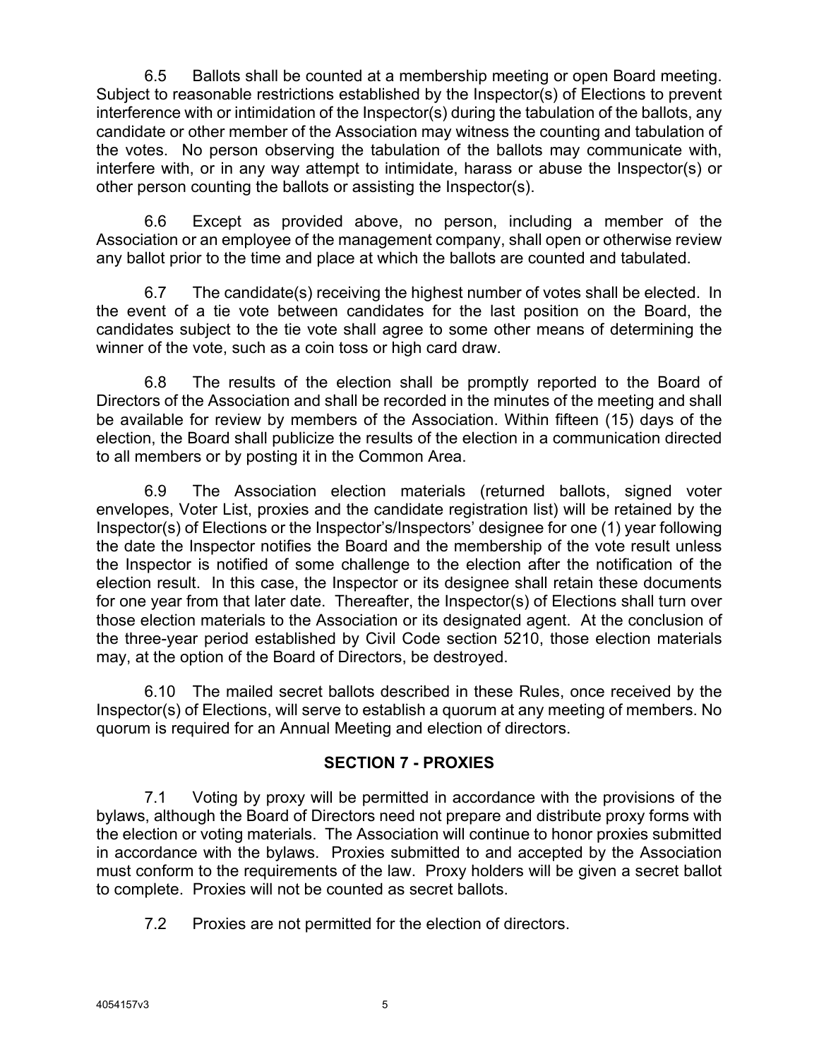6.5 Ballots shall be counted at a membership meeting or open Board meeting. Subject to reasonable restrictions established by the Inspector(s) of Elections to prevent interference with or intimidation of the Inspector(s) during the tabulation of the ballots, any candidate or other member of the Association may witness the counting and tabulation of the votes. No person observing the tabulation of the ballots may communicate with, interfere with, or in any way attempt to intimidate, harass or abuse the Inspector(s) or other person counting the ballots or assisting the Inspector(s).

6.6 Except as provided above, no person, including a member of the Association or an employee of the management company, shall open or otherwise review any ballot prior to the time and place at which the ballots are counted and tabulated.

6.7 The candidate(s) receiving the highest number of votes shall be elected. In the event of a tie vote between candidates for the last position on the Board, the candidates subject to the tie vote shall agree to some other means of determining the winner of the vote, such as a coin toss or high card draw.

6.8 The results of the election shall be promptly reported to the Board of Directors of the Association and shall be recorded in the minutes of the meeting and shall be available for review by members of the Association. Within fifteen (15) days of the election, the Board shall publicize the results of the election in a communication directed to all members or by posting it in the Common Area.

6.9 The Association election materials (returned ballots, signed voter envelopes, Voter List, proxies and the candidate registration list) will be retained by the Inspector(s) of Elections or the Inspector's/Inspectors' designee for one (1) year following the date the Inspector notifies the Board and the membership of the vote result unless the Inspector is notified of some challenge to the election after the notification of the election result. In this case, the Inspector or its designee shall retain these documents for one year from that later date. Thereafter, the Inspector(s) of Elections shall turn over those election materials to the Association or its designated agent. At the conclusion of the three-year period established by Civil Code section 5210, those election materials may, at the option of the Board of Directors, be destroyed.

6.10 The mailed secret ballots described in these Rules, once received by the Inspector(s) of Elections, will serve to establish a quorum at any meeting of members. No quorum is required for an Annual Meeting and election of directors.

## SECTION 7 - PROXIES

7.1 Voting by proxy will be permitted in accordance with the provisions of the bylaws, although the Board of Directors need not prepare and distribute proxy forms with the election or voting materials. The Association will continue to honor proxies submitted in accordance with the bylaws. Proxies submitted to and accepted by the Association must conform to the requirements of the law. Proxy holders will be given a secret ballot to complete. Proxies will not be counted as secret ballots.

7.2 Proxies are not permitted for the election of directors.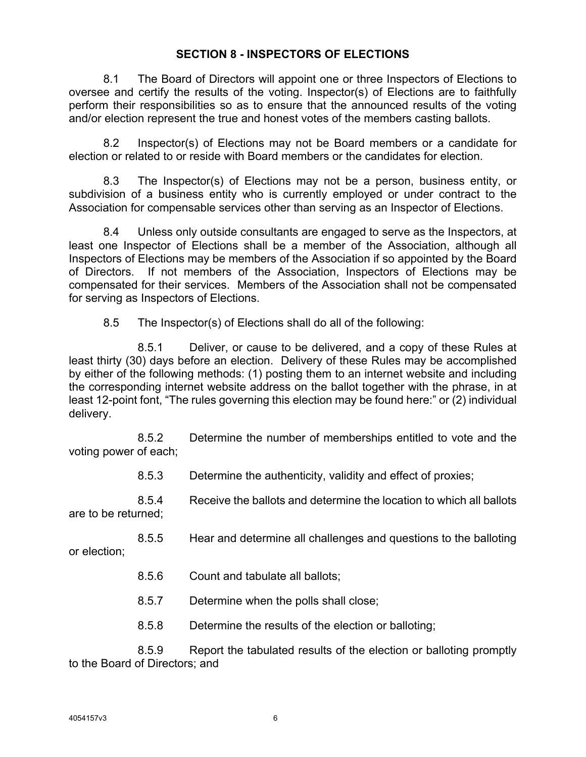## SECTION 8 - INSPECTORS OF ELECTIONS

8.1 The Board of Directors will appoint one or three Inspectors of Elections to oversee and certify the results of the voting. Inspector(s) of Elections are to faithfully perform their responsibilities so as to ensure that the announced results of the voting and/or election represent the true and honest votes of the members casting ballots.

8.2 Inspector(s) of Elections may not be Board members or a candidate for election or related to or reside with Board members or the candidates for election.

8.3 The Inspector(s) of Elections may not be a person, business entity, or subdivision of a business entity who is currently employed or under contract to the Association for compensable services other than serving as an Inspector of Elections.

8.4 Unless only outside consultants are engaged to serve as the Inspectors, at least one Inspector of Elections shall be a member of the Association, although all Inspectors of Elections may be members of the Association if so appointed by the Board of Directors. If not members of the Association, Inspectors of Elections may be compensated for their services. Members of the Association shall not be compensated for serving as Inspectors of Elections.

8.5 The Inspector(s) of Elections shall do all of the following:

8.5.1 Deliver, or cause to be delivered, and a copy of these Rules at least thirty (30) days before an election. Delivery of these Rules may be accomplished by either of the following methods: (1) posting them to an internet website and including the corresponding internet website address on the ballot together with the phrase, in at least 12-point font, "The rules governing this election may be found here:" or (2) individual delivery.

8.5.2 Determine the number of memberships entitled to vote and the voting power of each;

8.5.3 Determine the authenticity, validity and effect of proxies;

8.5.4 Receive the ballots and determine the location to which all ballots are to be returned;

8.5.5 Hear and determine all challenges and questions to the balloting or election;

8.5.6 Count and tabulate all ballots;

8.5.7 Determine when the polls shall close;

8.5.8 Determine the results of the election or balloting;

8.5.9 Report the tabulated results of the election or balloting promptly to the Board of Directors; and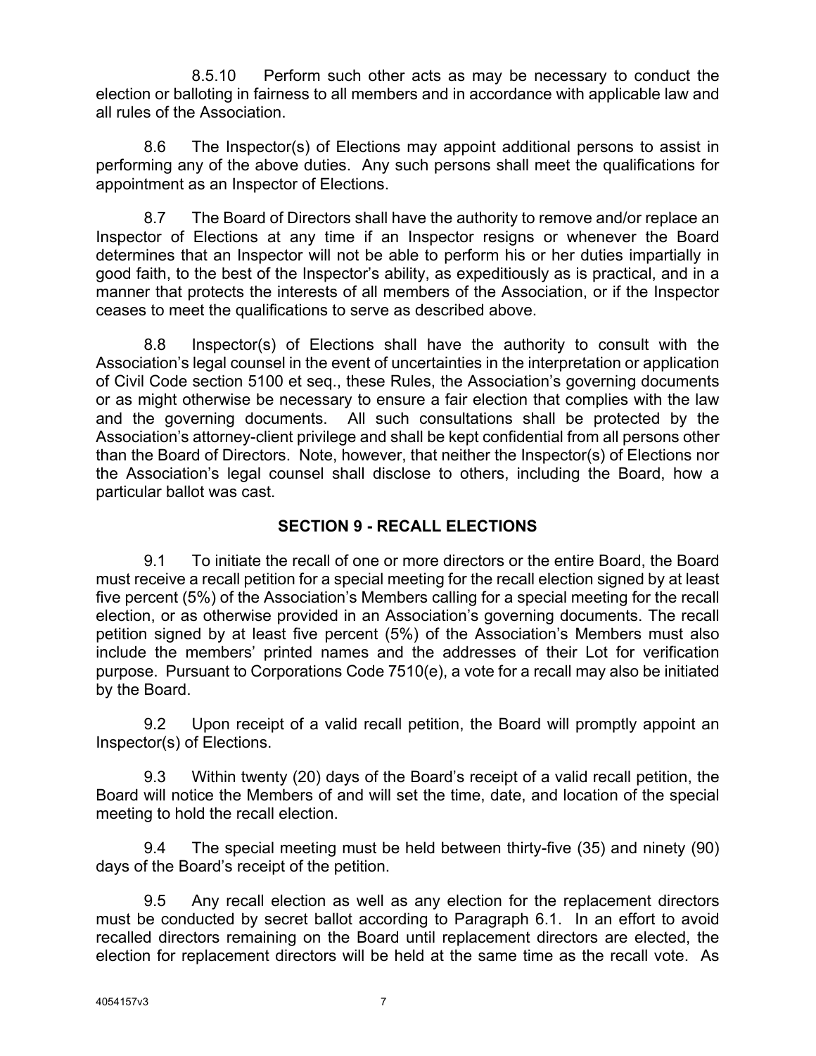8.5.10 Perform such other acts as may be necessary to conduct the election or balloting in fairness to all members and in accordance with applicable law and all rules of the Association.

8.6 The Inspector(s) of Elections may appoint additional persons to assist in performing any of the above duties. Any such persons shall meet the qualifications for appointment as an Inspector of Elections.

8.7 The Board of Directors shall have the authority to remove and/or replace an Inspector of Elections at any time if an Inspector resigns or whenever the Board determines that an Inspector will not be able to perform his or her duties impartially in good faith, to the best of the Inspector's ability, as expeditiously as is practical, and in a manner that protects the interests of all members of the Association, or if the Inspector ceases to meet the qualifications to serve as described above.

8.8 Inspector(s) of Elections shall have the authority to consult with the Association's legal counsel in the event of uncertainties in the interpretation or application of Civil Code section 5100 et seq., these Rules, the Association's governing documents or as might otherwise be necessary to ensure a fair election that complies with the law and the governing documents. All such consultations shall be protected by the Association's attorney-client privilege and shall be kept confidential from all persons other than the Board of Directors. Note, however, that neither the Inspector(s) of Elections nor the Association's legal counsel shall disclose to others, including the Board, how a particular ballot was cast.

## SECTION 9 - RECALL ELECTIONS

9.1 To initiate the recall of one or more directors or the entire Board, the Board must receive a recall petition for a special meeting for the recall election signed by at least five percent (5%) of the Association's Members calling for a special meeting for the recall election, or as otherwise provided in an Association's governing documents. The recall petition signed by at least five percent (5%) of the Association's Members must also include the members' printed names and the addresses of their Lot for verification purpose. Pursuant to Corporations Code 7510(e), a vote for a recall may also be initiated by the Board.

9.2 Upon receipt of a valid recall petition, the Board will promptly appoint an Inspector(s) of Elections.

9.3 Within twenty (20) days of the Board's receipt of a valid recall petition, the Board will notice the Members of and will set the time, date, and location of the special meeting to hold the recall election.

9.4 The special meeting must be held between thirty-five (35) and ninety (90) days of the Board's receipt of the petition.

9.5 Any recall election as well as any election for the replacement directors must be conducted by secret ballot according to Paragraph 6.1. In an effort to avoid recalled directors remaining on the Board until replacement directors are elected, the election for replacement directors will be held at the same time as the recall vote. As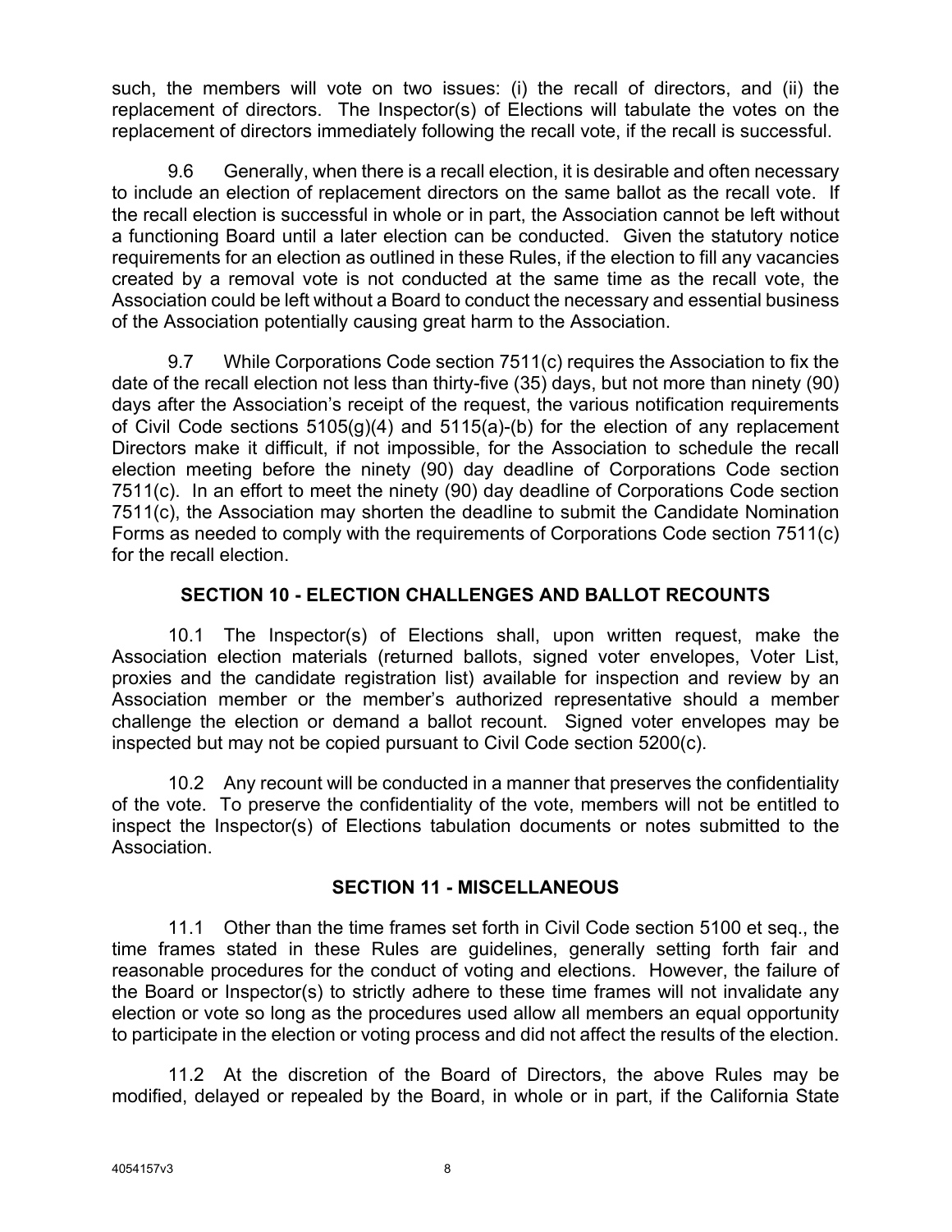such, the members will vote on two issues: (i) the recall of directors, and (ii) the replacement of directors. The Inspector(s) of Elections will tabulate the votes on the replacement of directors immediately following the recall vote, if the recall is successful.

9.6 Generally, when there is a recall election, it is desirable and often necessary to include an election of replacement directors on the same ballot as the recall vote. If the recall election is successful in whole or in part, the Association cannot be left without a functioning Board until a later election can be conducted. Given the statutory notice requirements for an election as outlined in these Rules, if the election to fill any vacancies created by a removal vote is not conducted at the same time as the recall vote, the Association could be left without a Board to conduct the necessary and essential business of the Association potentially causing great harm to the Association.

9.7 While Corporations Code section 7511(c) requires the Association to fix the date of the recall election not less than thirty-five (35) days, but not more than ninety (90) days after the Association's receipt of the request, the various notification requirements of Civil Code sections 5105(g)(4) and 5115(a)-(b) for the election of any replacement Directors make it difficult, if not impossible, for the Association to schedule the recall election meeting before the ninety (90) day deadline of Corporations Code section 7511(c). In an effort to meet the ninety (90) day deadline of Corporations Code section 7511(c), the Association may shorten the deadline to submit the Candidate Nomination Forms as needed to comply with the requirements of Corporations Code section 7511(c) for the recall election.

## SECTION 10 - ELECTION CHALLENGES AND BALLOT RECOUNTS

10.1 The Inspector(s) of Elections shall, upon written request, make the Association election materials (returned ballots, signed voter envelopes, Voter List, proxies and the candidate registration list) available for inspection and review by an Association member or the member's authorized representative should a member challenge the election or demand a ballot recount. Signed voter envelopes may be inspected but may not be copied pursuant to Civil Code section 5200(c).

10.2 Any recount will be conducted in a manner that preserves the confidentiality of the vote. To preserve the confidentiality of the vote, members will not be entitled to inspect the Inspector(s) of Elections tabulation documents or notes submitted to the Association.

## SECTION 11 - MISCELLANEOUS

11.1 Other than the time frames set forth in Civil Code section 5100 et seq., the time frames stated in these Rules are guidelines, generally setting forth fair and reasonable procedures for the conduct of voting and elections. However, the failure of the Board or Inspector(s) to strictly adhere to these time frames will not invalidate any election or vote so long as the procedures used allow all members an equal opportunity to participate in the election or voting process and did not affect the results of the election.

11.2 At the discretion of the Board of Directors, the above Rules may be modified, delayed or repealed by the Board, in whole or in part, if the California State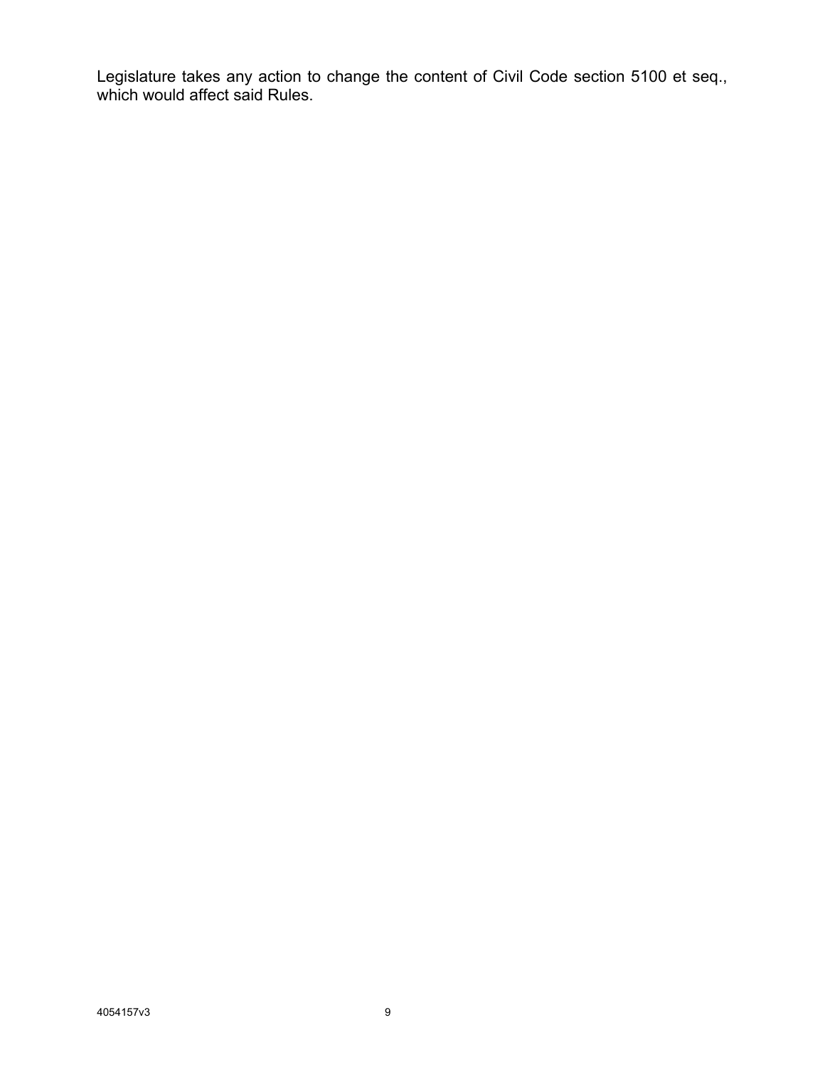Legislature takes any action to change the content of Civil Code section 5100 et seq., which would affect said Rules.